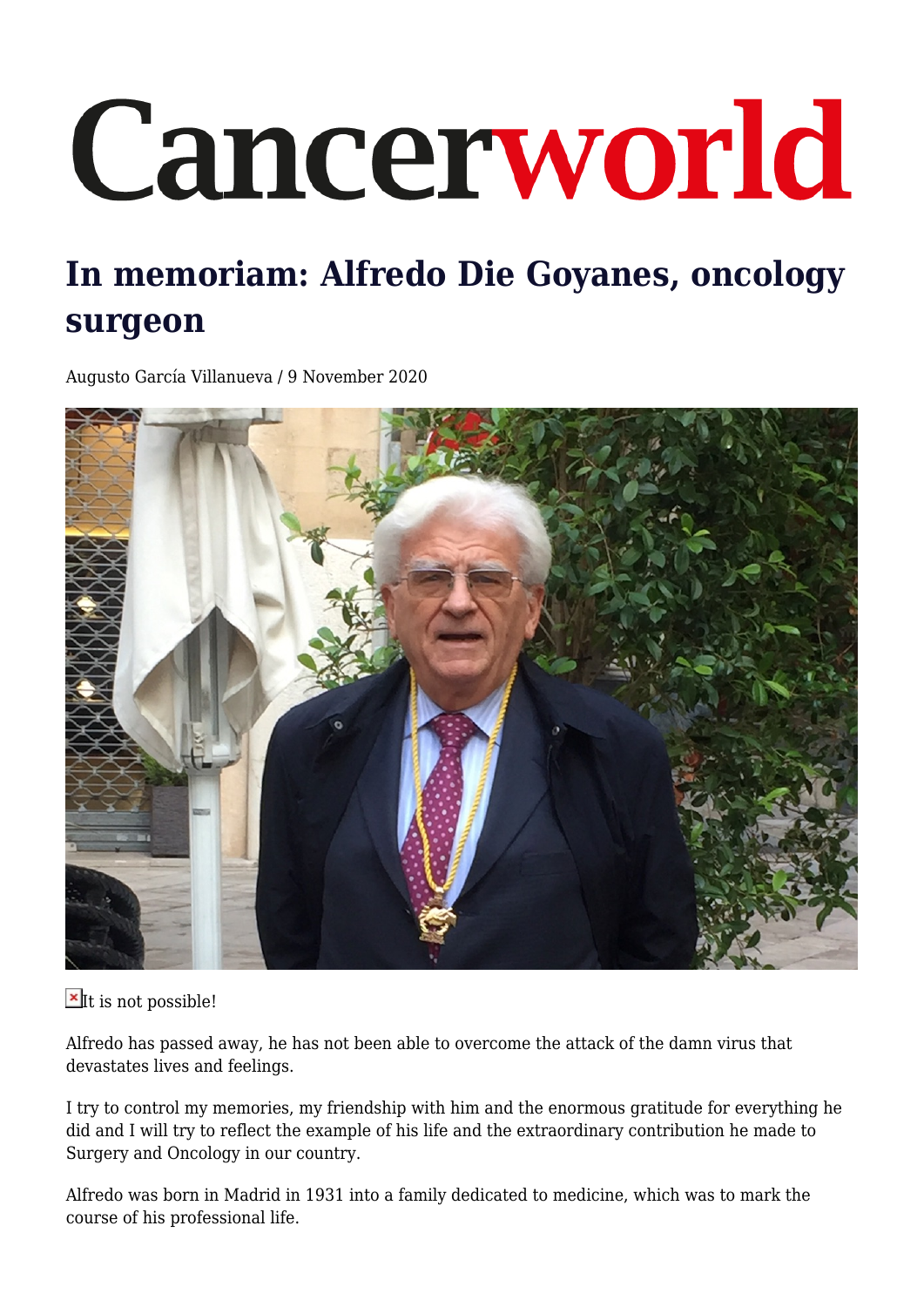# Cancerworld

## In memoriam: Alfredo Die Goyanes, oncology surgeon

Augusto García Villanueva / 9 November 2020

It is not possible!

Alfredo has passed away, he has not been able to overcome the attack of the damn virus that devastates lives and feelings.

I try to control my memories, my friendship with him and the enormous gratitude for everything he did and I will try to reflect the example of his life and the extraordinary contribution he made to Surgery and Oncology in our country.

Alfredo was born in Madrid in 1931 into a family dedicated to medicine, which was to mark the course of his professional life.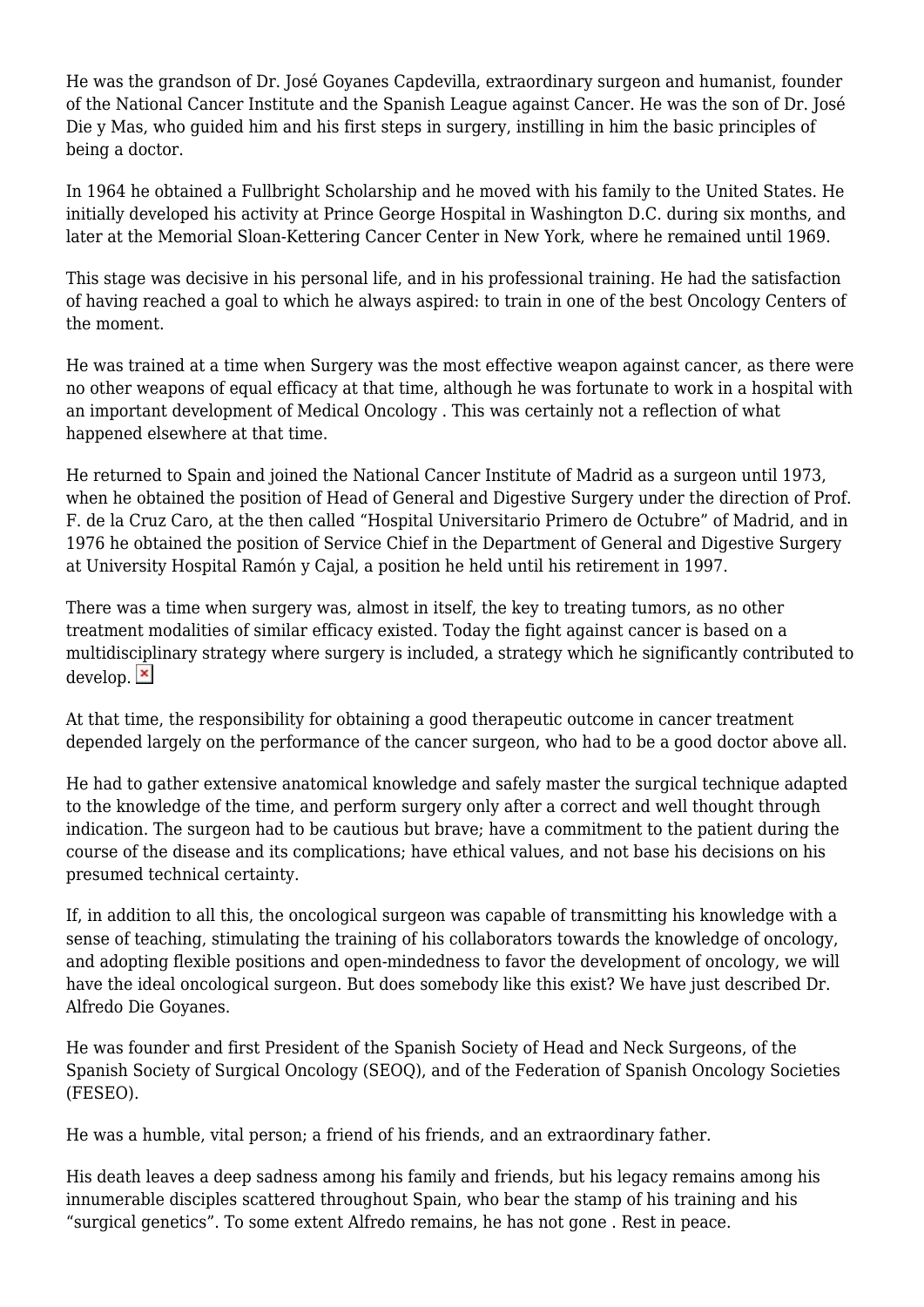He was the grandson of Dr. José Goyanes Capdevilla, extraordinary surgeon and humanist, founder of the National Cancer Institute and the Spanish League against Cancer. He was the son of Dr. José Die y Mas, who guided him and his first steps in surgery, instilling in him the basic principles of being a doctor.

In 1964 he obtained a Fullbright Scholarship and he moved with his family to the United States. He initially developed his activity at Prince George Hospital in Washington D.C. during six months, and later at the Memorial Sloan-Kettering Cancer Center in New York, where he remained until 1969.

This stage was decisive in his personal life, and in his professional training. He had the satisfaction of having reached a goal to which he always aspired: to train in one of the best Oncology Centers of the moment.

He was trained at a time when Surgery was the most effective weapon against cancer, as there were no other weapons of equal efficacy at that time, although he was fortunate to work in a hospital with an important development of Medical Oncology . This was certainly not a reflection of what happened elsewhere at that time.

He returned to Spain and joined the National Cancer Institute of Madrid as a surgeon until 1973, when he obtained the position of Head of General and Digestive Surgery under the direction of Prof. F. de la Cruz Caro, at the then called "Hospital Universitario Primero de Octubre" of Madrid, and in 1976 he obtained the position of Service Chief in the Department of General and Digestive Surgery at University Hospital Ramón y Cajal, a position he held until his retirement in 1997.

There was a time when surgery was, almost in itself, the key to treating tumors, as no other treatment modalities of similar efficacy existed. Today the fight against cancer is based on a multidisciplinary strategy where surgery is included, a strategy which he significantly contributed to develop.

At that time, the responsibility for obtaining a good therapeutic outcome in cancer treatment depended largely on the performance of the cancer surgeon, who had to be a good doctor above all.

He had to gather extensive anatomical knowledge and safely master the surgical technique adapted to the knowledge of the time, and perform surgery only after a correct and well thought through indication. The surgeon had to be cautious but brave; have a commitment to the patient during the course of the disease and its complications; have ethical values, and not base his decisions on his presumed technical certainty.

If, in addition to all this, the oncological surgeon was capable of transmitting his knowledge with a sense of teaching, stimulating the training of his collaborators towards the knowledge of oncology, and adopting flexible positions and open-mindedness to favor the development of oncology, we will have the ideal oncological surgeon. But does somebody like this exist? We have just described Dr. Alfredo Die Goyanes.

He was founder and first President of the Spanish Society of Head and Neck Surgeons, of the Spanish Society of Surgical Oncology (SEOQ), and of the Federation of Spanish Oncology Societies (FESEO).

He was a humble, vital person; a friend of his friends, and an extraordinary father.

His death leaves a deep sadness among his family and friends, but his legacy remains among his innumerable disciples scattered throughout Spain, who bear the stamp of his training and his "surgical genetics". To some extent Alfredo remains, he has not gone . Rest in peace.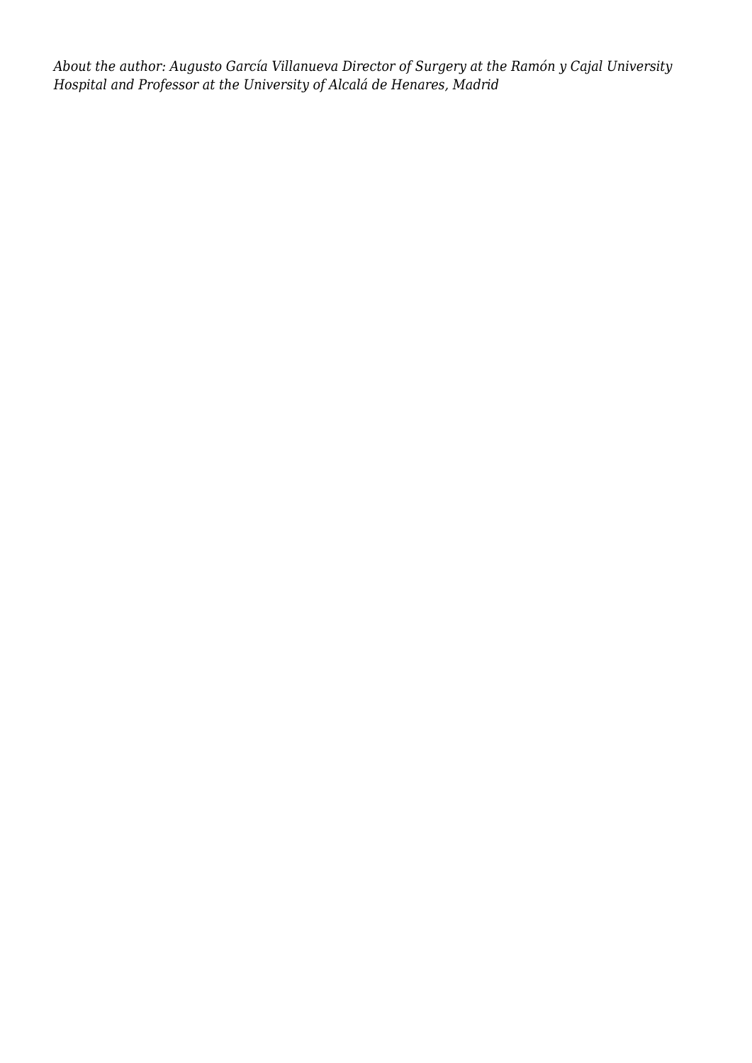*About the author: Augusto García Villanueva Director of Surgery at the Ramón y Cajal University Hospital and Professor at the University of Alcalá de Henares, Madrid*